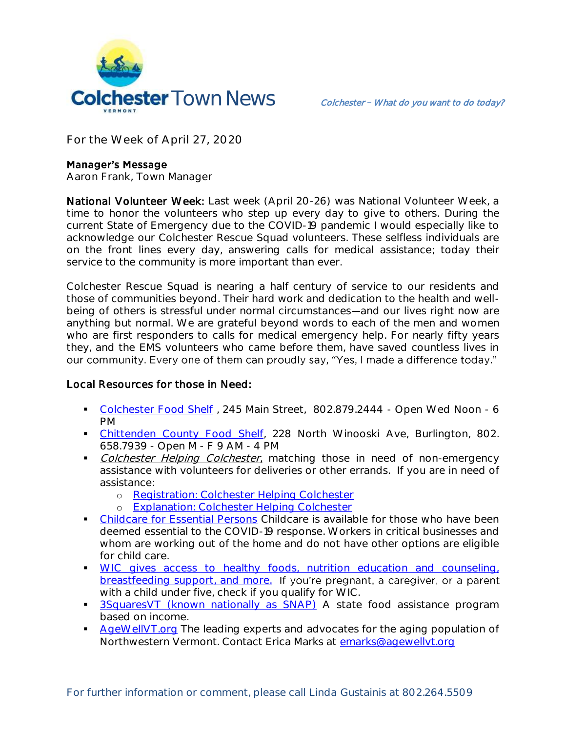# Colchester Town News

*Colchester – What do you want to do today?*

For the Week of April 27, 2020

**Manager's Message**
Aaron Frank, Town Manager

**National Volunteer Week:** Last week (April 20-26) was National Volunteer Week, a time to honor the volunteers who step up every day to give to others. During the current State of Emergency due to the COVID-19 pandemic I would especially like to acknowledge our Colchester Rescue Squad volunteers. These selfless individuals are on the front lines every day, answering calls for medical assistance; today their service to the community is more important than ever.

Colchester Rescue Squad is nearing a half century of service to our residents and those of communities beyond. Their hard work and dedication to the health and well-being of others is stressful under normal circumstances—and our lives right now are anything but normal. We are grateful beyond words to each of the men and women who are first responders to calls for medical emergency help. For nearly fifty years they, and the EMS volunteers who came before them, have saved countless lives in our community. Every one of them can proudly say, "Yes, I made a difference today."

## Local Resources for those in Need:

- Colchester Food Shelf , 245 Main Street, 802.879.2444 - Open Wed Noon - 6 PM
- Chittenden County Food Shelf, 228 North Winooski Ave, Burlington, 802. 658.7939 - Open M - F 9 AM - 4 PM
- *Colchester Helping Colchester*, matching those in need of non-emergency assistance with volunteers for deliveries or other errands. If you are in need of assistance:
  - Registration: Colchester Helping Colchester
  - Explanation: Colchester Helping Colchester
- Childcare for Essential Persons Childcare is available for those who have been deemed essential to the COVID-19 response. Workers in critical businesses and whom are working out of the home and do not have other options are eligible for child care.
- WIC gives access to healthy foods, nutrition education and counseling, breastfeeding support, and more. If you're pregnant, a caregiver, or a parent with a child under five, check if you qualify for WIC.
- 3SquaresVT (known nationally as SNAP) A state food assistance program based on income.
- AgeWellVT.org The leading experts and advocates for the aging population of Northwestern Vermont. Contact Erica Marks at emarks@agewellvt.org

For further information or comment, please call Linda Gustainis at 802.264.5509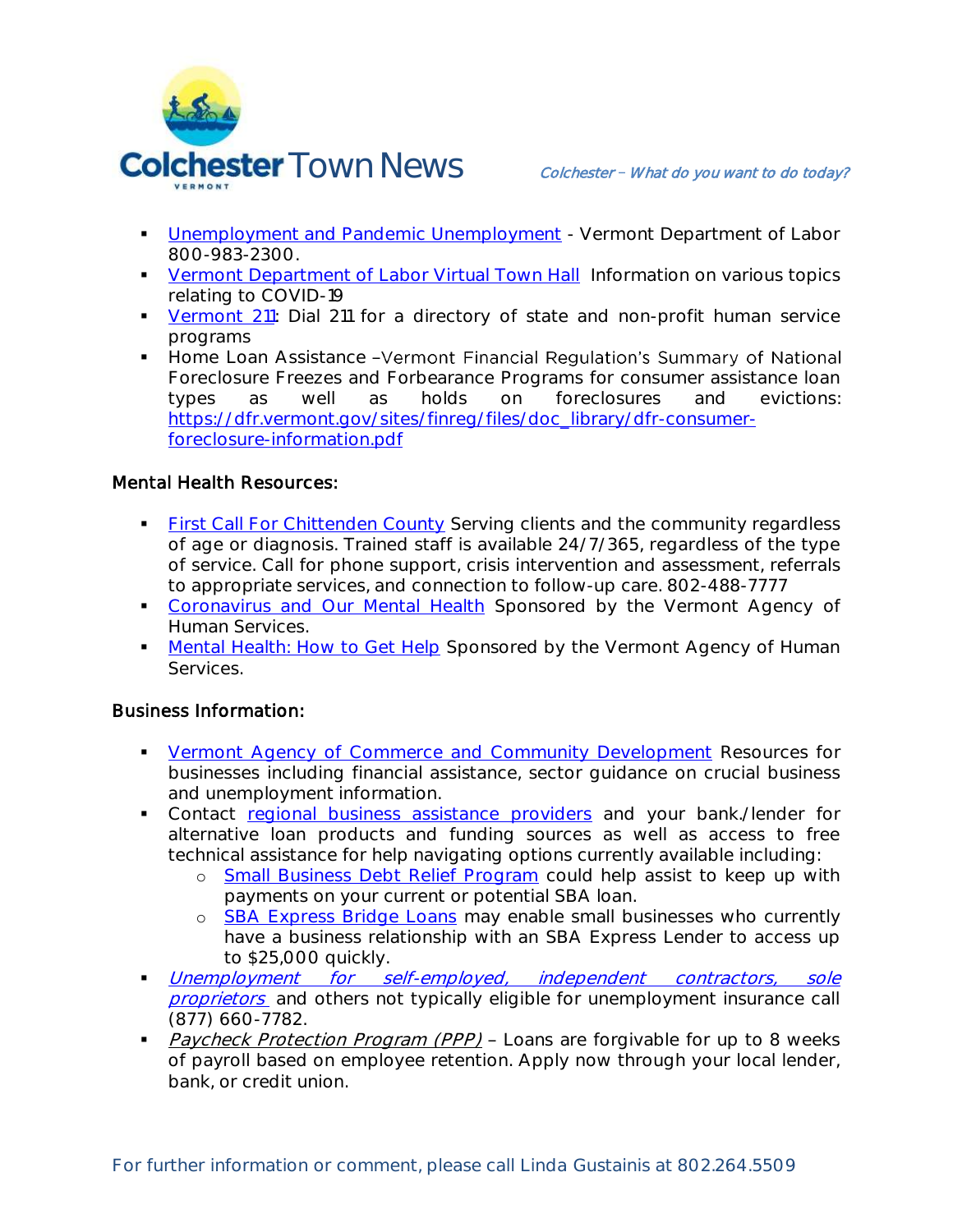- Unemployment and Pandemic Unemployment - Vermont Department of Labor 800-983-2300.
- Vermont Department of Labor Virtual Town Hall Information on various topics relating to COVID-19
- Vermont 211: Dial 211 for a directory of state and non-profit human service programs
- Home Loan Assistance –Vermont Financial Regulation's Summary of National Foreclosure Freezes and Forbearance Programs for consumer assistance loan types as well as holds on foreclosures and evictions: https://dfr.vermont.gov/sites/finreg/files/doc_library/dfr-consumer-foreclosure-information.pdf

Mental Health Resources:

- First Call For Chittenden County Serving clients and the community regardless of age or diagnosis. Trained staff is available 24/7/365, regardless of the type of service. Call for phone support, crisis intervention and assessment, referrals to appropriate services, and connection to follow-up care. 802-488-7777
- Coronavirus and Our Mental Health Sponsored by the Vermont Agency of Human Services.
- Mental Health: How to Get Help Sponsored by the Vermont Agency of Human Services.

Business Information:

- Vermont Agency of Commerce and Community Development Resources for businesses including financial assistance, sector guidance on crucial business and unemployment information.
- Contact regional business assistance providers and your bank./lender for alternative loan products and funding sources as well as access to free technical assistance for help navigating options currently available including:
  - Small Business Debt Relief Program could help assist to keep up with payments on your current or potential SBA loan.
  - SBA Express Bridge Loans may enable small businesses who currently have a business relationship with an SBA Express Lender to access up to $25,000 quickly.
- *Unemployment for self-employed, independent contractors, sole proprietors* and others not typically eligible for unemployment insurance call (877) 660-7782.
- *Paycheck Protection Program (PPP)* – Loans are forgivable for up to 8 weeks of payroll based on employee retention. Apply now through your local lender, bank, or credit union.

For further information or comment, please call Linda Gustainis at 802.264.5509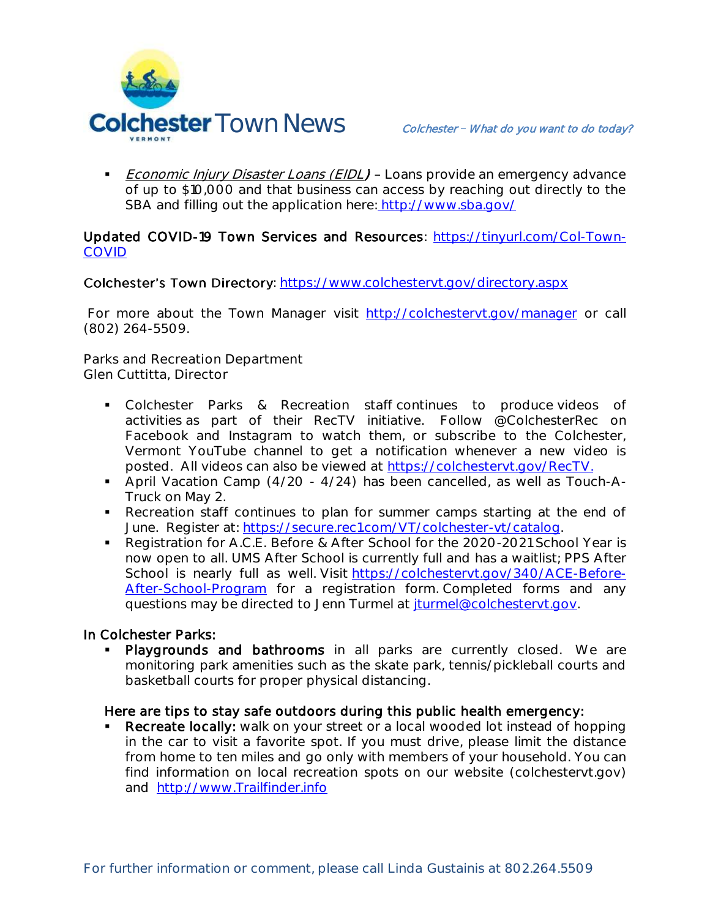- *Economic Injury Disaster Loans (EIDL)* – Loans provide an emergency advance of up to $10,000 and that business can access by reaching out directly to the SBA and filling out the application here: http://www.sba.gov/

**Updated COVID-19 Town Services and Resources**: https://tinyurl.com/Col-Town-COVID

Colchester's Town Directory: https://www.colchestervt.gov/directory.aspx

For more about the Town Manager visit http://colchestervt.gov/manager or call (802) 264-5509.

Parks and Recreation Department
Glen Cuttitta, Director

- Colchester Parks & Recreation staff continues to produce videos of activities as part of their RecTV initiative. Follow @ColchesterRec on Facebook and Instagram to watch them, or subscribe to the Colchester, Vermont YouTube channel to get a notification whenever a new video is posted. All videos can also be viewed at https://colchestervt.gov/RecTV.
- April Vacation Camp (4/20 - 4/24) has been cancelled, as well as Touch-A-Truck on May 2.
- Recreation staff continues to plan for summer camps starting at the end of June. Register at: https://secure.rec1com/VT/colchester-vt/catalog.
- Registration for A.C.E. Before & After School for the 2020-2021 School Year is now open to all. UMS After School is currently full and has a waitlist; PPS After School is nearly full as well. Visit https://colchestervt.gov/340/ACE-Before-After-School-Program for a registration form. Completed forms and any questions may be directed to Jenn Turmel at jturmel@colchestervt.gov.

In Colchester Parks:

- **Playgrounds and bathrooms** in all parks are currently closed. We are monitoring park amenities such as the skate park, tennis/pickleball courts and basketball courts for proper physical distancing.

Here are tips to stay safe outdoors during this public health emergency:

- **Recreate locally:** walk on your street or a local wooded lot instead of hopping in the car to visit a favorite spot. If you must drive, please limit the distance from home to ten miles and go only with members of your household. You can find information on local recreation spots on our website (colchestervt.gov) and http://www.Trailfinder.info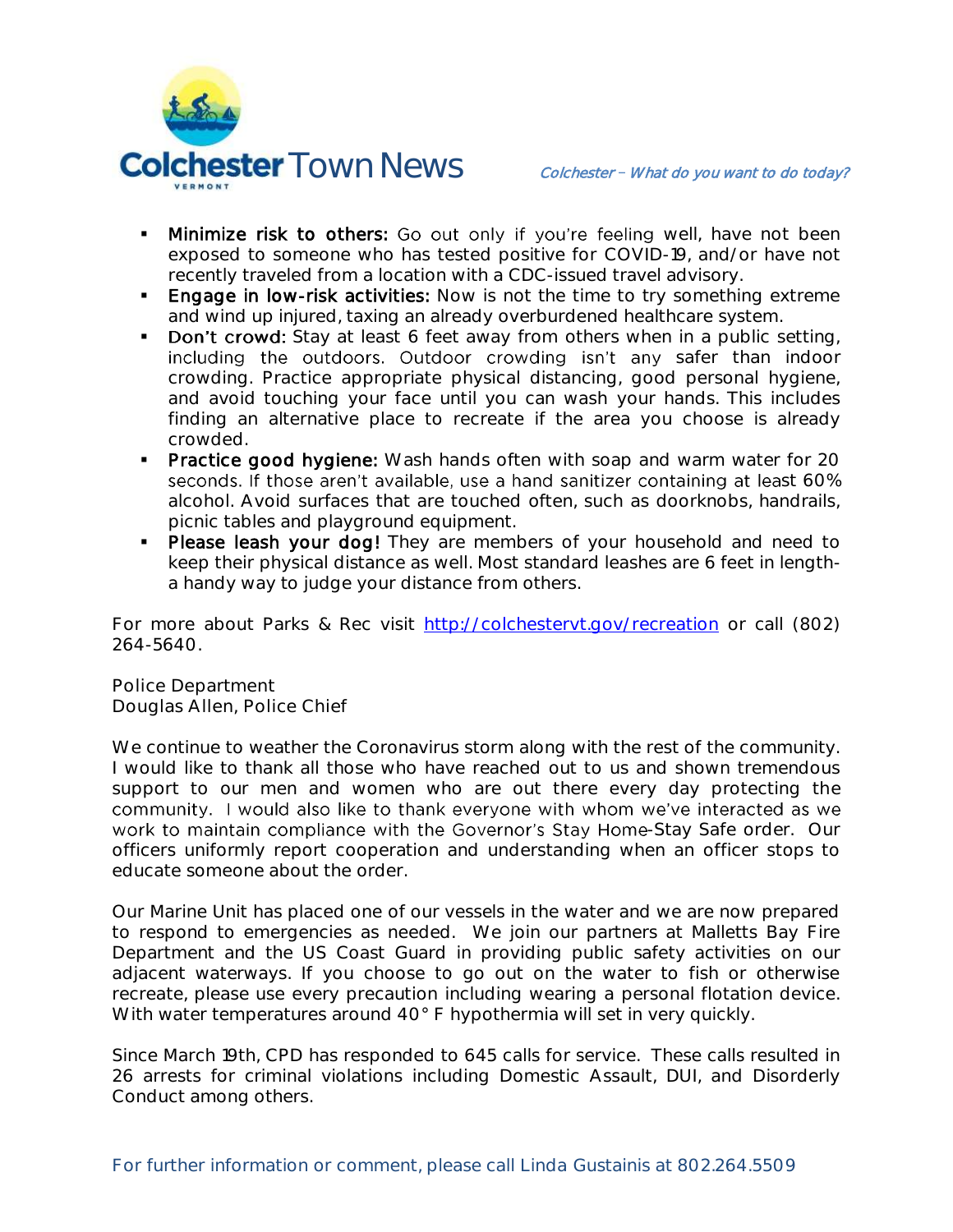- **Minimize risk to others:** Go out only if you're feeling well, have not been exposed to someone who has tested positive for COVID-19, and/or have not recently traveled from a location with a CDC-issued travel advisory.
- **Engage in low-risk activities:** Now is not the time to try something extreme and wind up injured, taxing an already overburdened healthcare system.
- **Don't crowd:** Stay at least 6 feet away from others when in a public setting, including the outdoors. Outdoor crowding isn't any safer than indoor crowding. Practice appropriate physical distancing, good personal hygiene, and avoid touching your face until you can wash your hands. This includes finding an alternative place to recreate if the area you choose is already crowded.
- **Practice good hygiene:** Wash hands often with soap and warm water for 20 seconds. If those aren't available, use a hand sanitizer containing at least 60% alcohol. Avoid surfaces that are touched often, such as doorknobs, handrails, picnic tables and playground equipment.
- **Please leash your dog!** They are members of your household and need to keep their physical distance as well. Most standard leashes are 6 feet in length- a handy way to judge your distance from others.

For more about Parks & Rec visit http://colchestervt.gov/recreation or call (802) 264-5640.

Police Department
Douglas Allen, Police Chief

We continue to weather the Coronavirus storm along with the rest of the community. I would like to thank all those who have reached out to us and shown tremendous support to our men and women who are out there every day protecting the community. I would also like to thank everyone with whom we've interacted as we work to maintain compliance with the Governor's Stay Home-Stay Safe order. Our officers uniformly report cooperation and understanding when an officer stops to educate someone about the order.

Our Marine Unit has placed one of our vessels in the water and we are now prepared to respond to emergencies as needed. We join our partners at Malletts Bay Fire Department and the US Coast Guard in providing public safety activities on our adjacent waterways. If you choose to go out on the water to fish or otherwise recreate, please use every precaution including wearing a personal flotation device. With water temperatures around 40° F hypothermia will set in very quickly.

Since March 19th, CPD has responded to 645 calls for service. These calls resulted in 26 arrests for criminal violations including Domestic Assault, DUI, and Disorderly Conduct among others.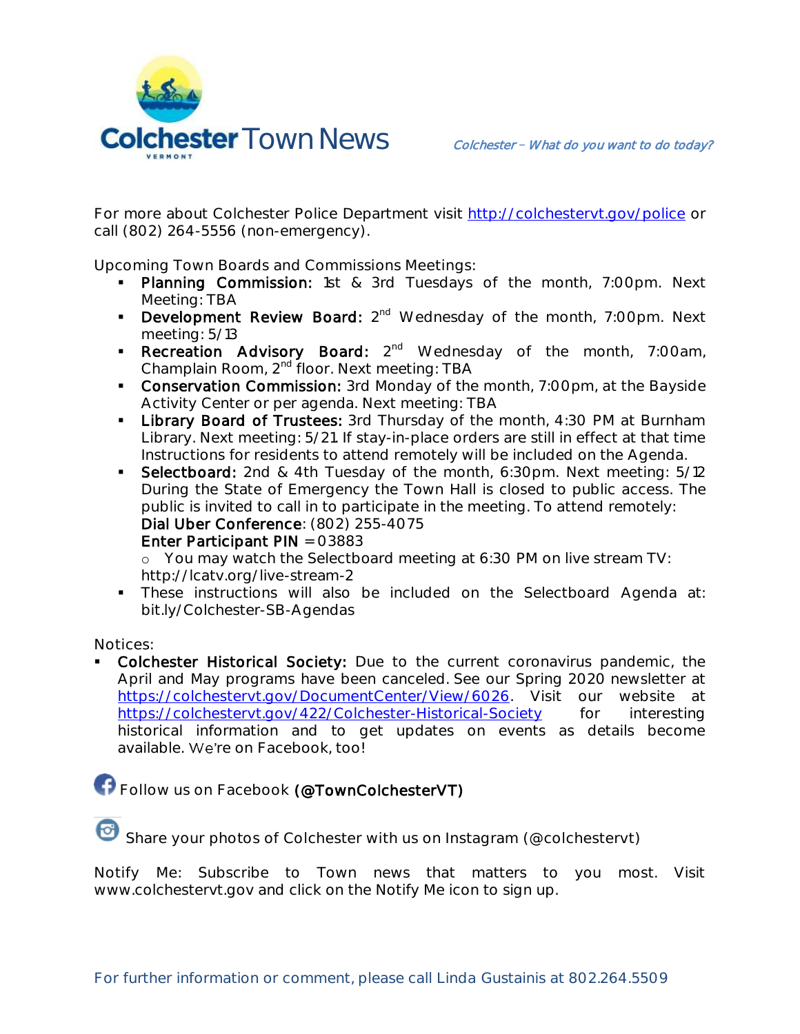For more about Colchester Police Department visit http://colchestervt.gov/police or call (802) 264-5556 (non-emergency).

Upcoming Town Boards and Commissions Meetings:

- **Planning Commission:** 1st & 3rd Tuesdays of the month, 7:00pm. Next Meeting: TBA
- **Development Review Board:** 2nd Wednesday of the month, 7:00pm. Next meeting: 5/13
- **Recreation Advisory Board:** 2nd Wednesday of the month, 7:00am, Champlain Room, 2nd floor. Next meeting: TBA
- **Conservation Commission:** 3rd Monday of the month, 7:00pm, at the Bayside Activity Center or per agenda. Next meeting: TBA
- **Library Board of Trustees:** 3rd Thursday of the month, 4:30 PM at Burnham Library. Next meeting: 5/21. If stay-in-place orders are still in effect at that time Instructions for residents to attend remotely will be included on the Agenda.
- **Selectboard:** 2nd & 4th Tuesday of the month, 6:30pm. Next meeting: 5/12 During the State of Emergency the Town Hall is closed to public access. The public is invited to call in to participate in the meeting. To attend remotely:
  **Dial Uber Conference**: (802) 255-4075
  **Enter Participant PIN** = 03883
  - You may watch the Selectboard meeting at 6:30 PM on live stream TV: http://lcatv.org/live-stream-2
- These instructions will also be included on the Selectboard Agenda at: bit.ly/Colchester-SB-Agendas

Notices:

- **Colchester Historical Society:** Due to the current coronavirus pandemic, the April and May programs have been canceled. See our Spring 2020 newsletter at https://colchestervt.gov/DocumentCenter/View/6026. Visit our website at https://colchestervt.gov/422/Colchester-Historical-Society for interesting historical information and to get updates on events as details become available. We're on Facebook, too!

Follow us on Facebook **(@TownColchesterVT)**

Share your photos of Colchester with us on Instagram (@colchestervt)

Notify Me: Subscribe to Town news that matters to you most. Visit www.colchestervt.gov and click on the Notify Me icon to sign up.